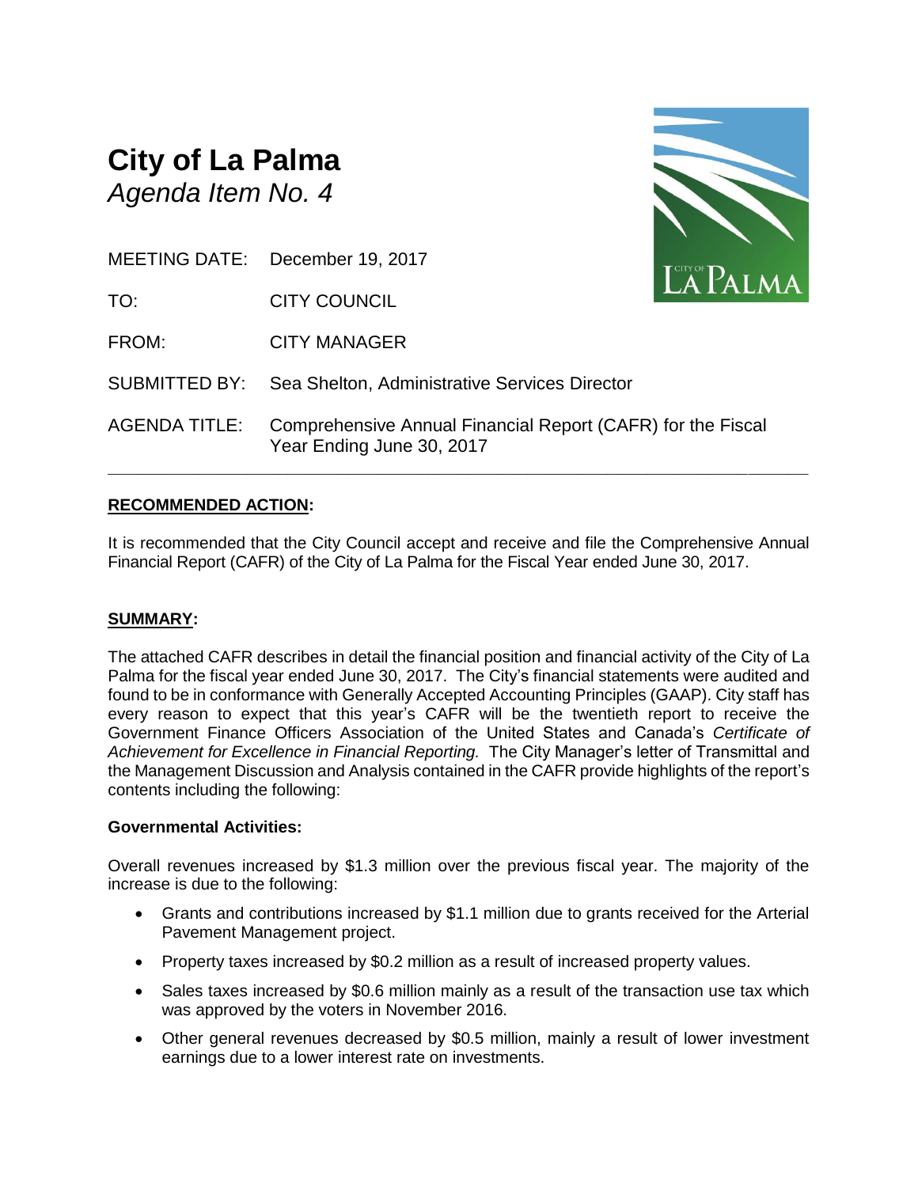# City of La Palma

*Agenda Item No. 4*

MEETING DATE: December 19, 2017

TO: CITY COUNCIL

FROM: CITY MANAGER

SUBMITTED BY: Sea Shelton, Administrative Services Director

AGENDA TITLE: Comprehensive Annual Financial Report (CAFR) for the Fiscal Year Ending June 30, 2017

---

## RECOMMENDED ACTION:

It is recommended that the City Council accept and receive and file the Comprehensive Annual Financial Report (CAFR) of the City of La Palma for the Fiscal Year ended June 30, 2017.

## SUMMARY:

The attached CAFR describes in detail the financial position and financial activity of the City of La Palma for the fiscal year ended June 30, 2017. The City's financial statements were audited and found to be in conformance with Generally Accepted Accounting Principles (GAAP). City staff has every reason to expect that this year's CAFR will be the twentieth report to receive the Government Finance Officers Association of the United States and Canada's *Certificate of Achievement for Excellence in Financial Reporting.* The City Manager's letter of Transmittal and the Management Discussion and Analysis contained in the CAFR provide highlights of the report's contents including the following:

### Governmental Activities:

Overall revenues increased by $1.3 million over the previous fiscal year. The majority of the increase is due to the following:

- Grants and contributions increased by $1.1 million due to grants received for the Arterial Pavement Management project.
- Property taxes increased by $0.2 million as a result of increased property values.
- Sales taxes increased by $0.6 million mainly as a result of the transaction use tax which was approved by the voters in November 2016.
- Other general revenues decreased by $0.5 million, mainly a result of lower investment earnings due to a lower interest rate on investments.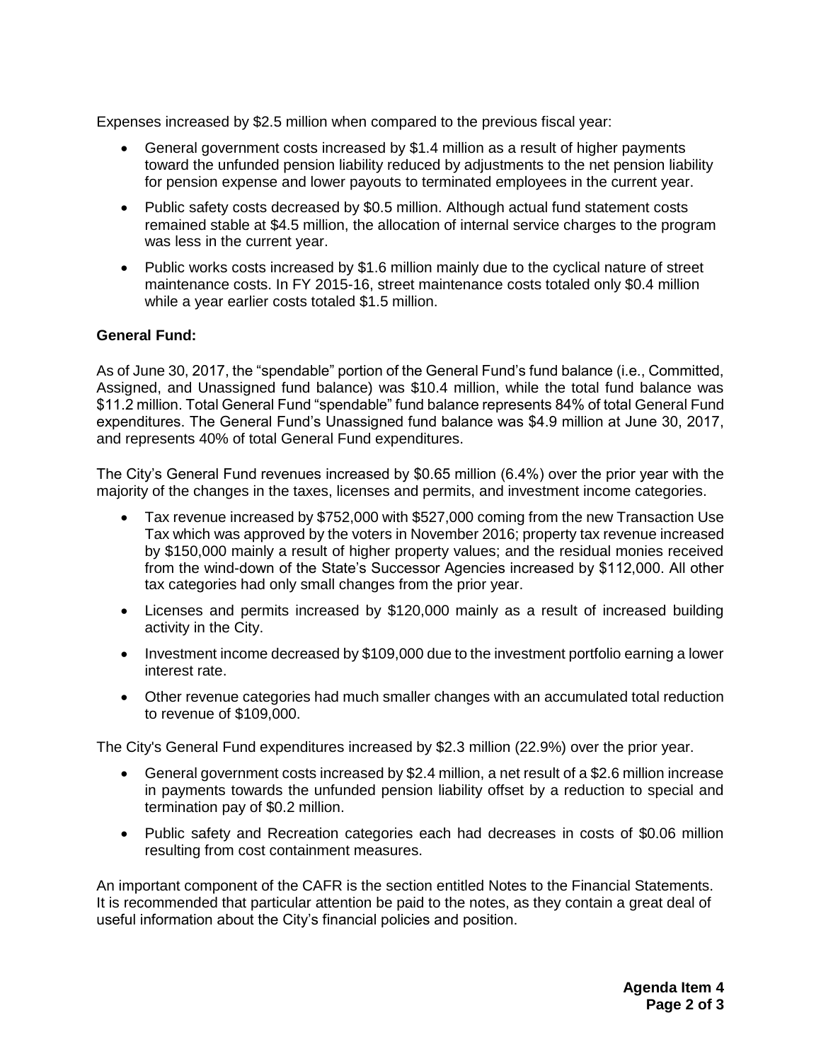Expenses increased by $2.5 million when compared to the previous fiscal year:

- General government costs increased by $1.4 million as a result of higher payments toward the unfunded pension liability reduced by adjustments to the net pension liability for pension expense and lower payouts to terminated employees in the current year.
- Public safety costs decreased by $0.5 million. Although actual fund statement costs remained stable at $4.5 million, the allocation of internal service charges to the program was less in the current year.
- Public works costs increased by $1.6 million mainly due to the cyclical nature of street maintenance costs. In FY 2015-16, street maintenance costs totaled only $0.4 million while a year earlier costs totaled $1.5 million.

**General Fund:**

As of June 30, 2017, the "spendable" portion of the General Fund's fund balance (i.e., Committed, Assigned, and Unassigned fund balance) was $10.4 million, while the total fund balance was $11.2 million. Total General Fund "spendable" fund balance represents 84% of total General Fund expenditures. The General Fund's Unassigned fund balance was $4.9 million at June 30, 2017, and represents 40% of total General Fund expenditures.

The City's General Fund revenues increased by $0.65 million (6.4%) over the prior year with the majority of the changes in the taxes, licenses and permits, and investment income categories.

- Tax revenue increased by $752,000 with $527,000 coming from the new Transaction Use Tax which was approved by the voters in November 2016; property tax revenue increased by $150,000 mainly a result of higher property values; and the residual monies received from the wind-down of the State's Successor Agencies increased by $112,000. All other tax categories had only small changes from the prior year.
- Licenses and permits increased by $120,000 mainly as a result of increased building activity in the City.
- Investment income decreased by $109,000 due to the investment portfolio earning a lower interest rate.
- Other revenue categories had much smaller changes with an accumulated total reduction to revenue of $109,000.

The City's General Fund expenditures increased by $2.3 million (22.9%) over the prior year.

- General government costs increased by $2.4 million, a net result of a $2.6 million increase in payments towards the unfunded pension liability offset by a reduction to special and termination pay of $0.2 million.
- Public safety and Recreation categories each had decreases in costs of $0.06 million resulting from cost containment measures.

An important component of the CAFR is the section entitled Notes to the Financial Statements. It is recommended that particular attention be paid to the notes, as they contain a great deal of useful information about the City's financial policies and position.

**Agenda Item 4**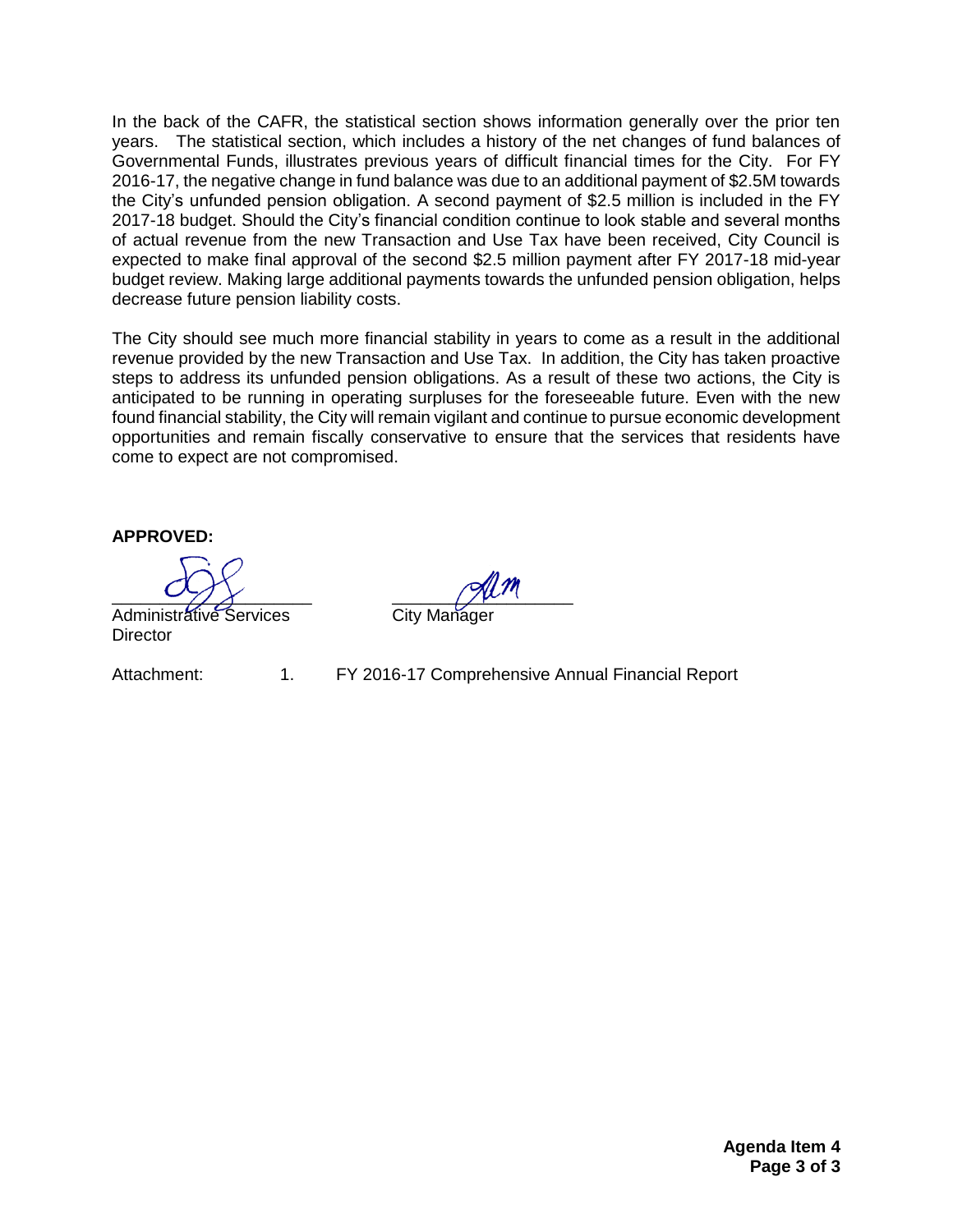In the back of the CAFR, the statistical section shows information generally over the prior ten years. The statistical section, which includes a history of the net changes of fund balances of Governmental Funds, illustrates previous years of difficult financial times for the City. For FY 2016-17, the negative change in fund balance was due to an additional payment of $2.5M towards the City's unfunded pension obligation. A second payment of $2.5 million is included in the FY 2017-18 budget. Should the City's financial condition continue to look stable and several months of actual revenue from the new Transaction and Use Tax have been received, City Council is expected to make final approval of the second $2.5 million payment after FY 2017-18 mid-year budget review. Making large additional payments towards the unfunded pension obligation, helps decrease future pension liability costs.

The City should see much more financial stability in years to come as a result in the additional revenue provided by the new Transaction and Use Tax. In addition, the City has taken proactive steps to address its unfunded pension obligations. As a result of these two actions, the City is anticipated to be running in operating surpluses for the foreseeable future. Even with the new found financial stability, the City will remain vigilant and continue to pursue economic development opportunities and remain fiscally conservative to ensure that the services that residents have come to expect are not compromised.

**APPROVED:**

Administrative Services Director

City Manager

Attachment: 1. FY 2016-17 Comprehensive Annual Financial Report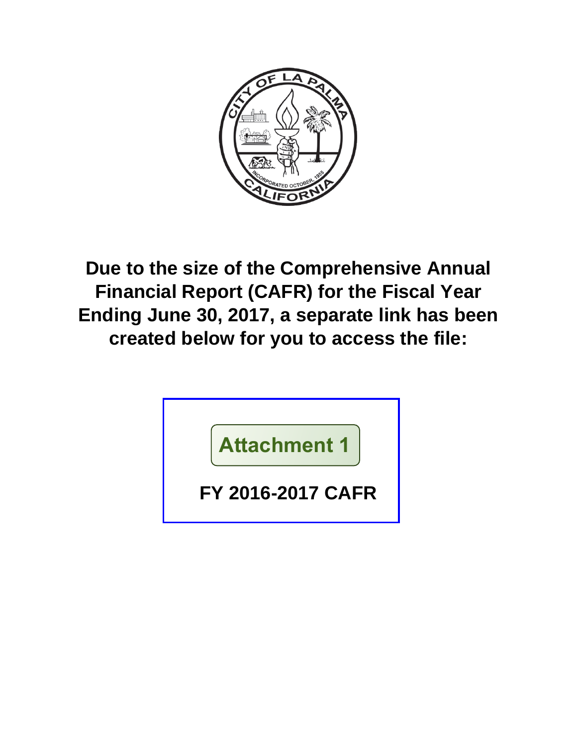**Due to the size of the Comprehensive Annual Financial Report (CAFR) for the Fiscal Year Ending June 30, 2017, a separate link has been created below for you to access the file:**

**Attachment 1**

**FY 2016-2017 CAFR**